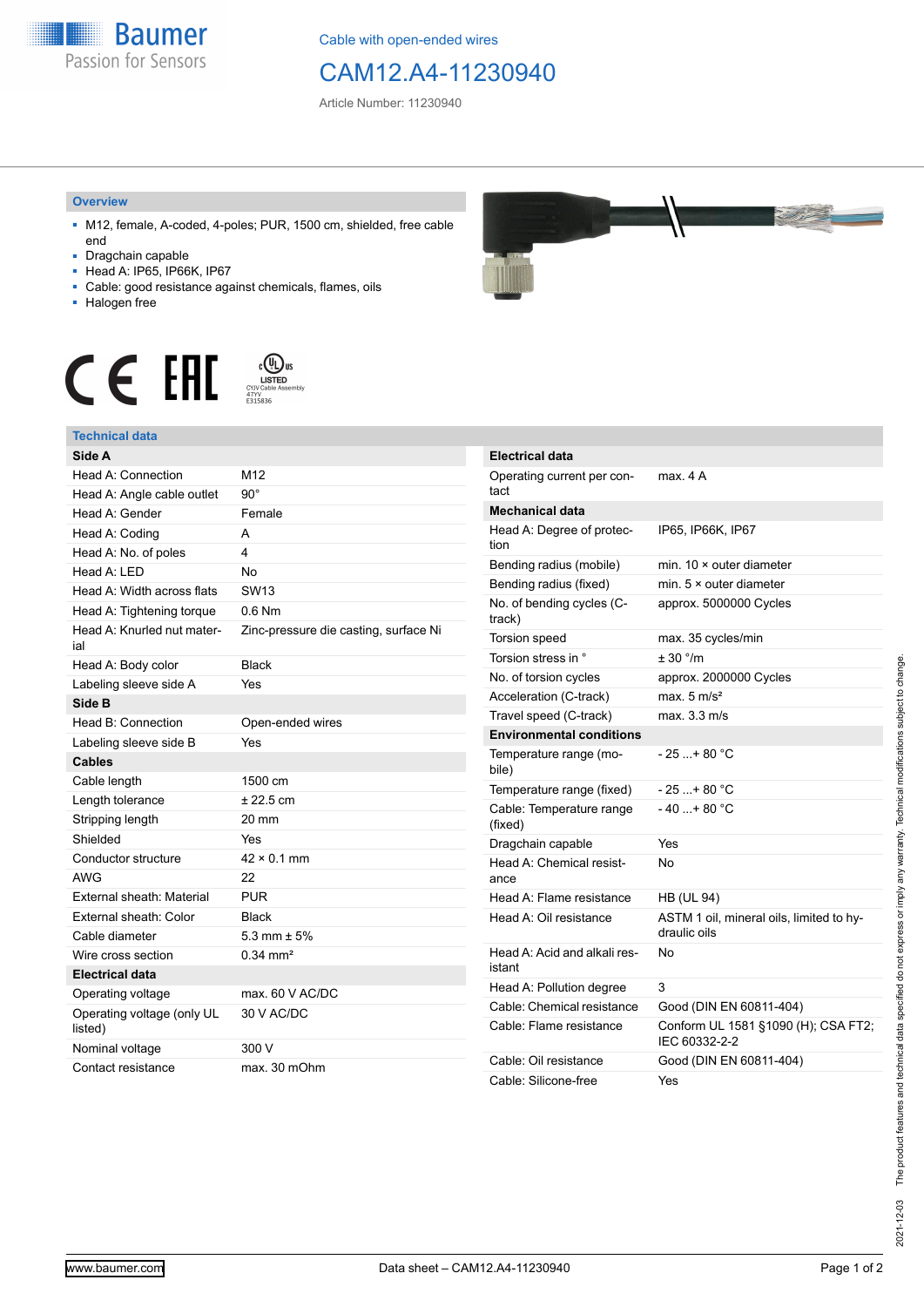Cable with open-ended wires

# CAM12.A4-11230940

Article Number: 11230940

## Overview

- M12, female, A-coded, 4-poles; PUR, 1500 cm, shielded, free cable end
- Dragchain capable
- Head A: IP65, IP66K, IP67
- Cable: good resistance against chemicals, flames, oils
- Halogen free

## Technical data

| Side A | |
|---|---|
| Head A: Connection | M12 |
| Head A: Angle cable outlet | 90° |
| Head A: Gender | Female |
| Head A: Coding | A |
| Head A: No. of poles | 4 |
| Head A: LED | No |
| Head A: Width across flats | SW13 |
| Head A: Tightening torque | 0.6 Nm |
| Head A: Knurled nut material | Zinc-pressure die casting, surface Ni |
| Head A: Body color | Black |
| Labeling sleeve side A | Yes |
| **Side B** | |
| Head B: Connection | Open-ended wires |
| Labeling sleeve side B | Yes |
| **Cables** | |
| Cable length | 1500 cm |
| Length tolerance | ± 22.5 cm |
| Stripping length | 20 mm |
| Shielded | Yes |
| Conductor structure | 42 × 0.1 mm |
| AWG | 22 |
| External sheath: Material | PUR |
| External sheath: Color | Black |
| Cable diameter | 5.3 mm ± 5% |
| Wire cross section | 0.34 mm² |
| **Electrical data** | |
| Operating voltage | max. 60 V AC/DC |
| Operating voltage (only UL listed) | 30 V AC/DC |
| Nominal voltage | 300 V |
| Contact resistance | max. 30 mOhm |

| Electrical data | |
|---|---|
| Operating current per contact | max. 4 A |
| **Mechanical data** | |
| Head A: Degree of protection | IP65, IP66K, IP67 |
| Bending radius (mobile) | min. 10 × outer diameter |
| Bending radius (fixed) | min. 5 × outer diameter |
| No. of bending cycles (C-track) | approx. 5000000 Cycles |
| Torsion speed | max. 35 cycles/min |
| Torsion stress in ° | ± 30 °/m |
| No. of torsion cycles | approx. 2000000 Cycles |
| Acceleration (C-track) | max. 5 m/s² |
| Travel speed (C-track) | max. 3.3 m/s |
| **Environmental conditions** | |
| Temperature range (mobile) | - 25 ...+ 80 °C |
| Temperature range (fixed) | - 25 ...+ 80 °C |
| Cable: Temperature range (fixed) | - 40 ...+ 80 °C |
| Dragchain capable | Yes |
| Head A: Chemical resistance | No |
| Head A: Flame resistance | HB (UL 94) |
| Head A: Oil resistance | ASTM 1 oil, mineral oils, limited to hydraulic oils |
| Head A: Acid and alkali resistant | No |
| Head A: Pollution degree | 3 |
| Cable: Chemical resistance | Good (DIN EN 60811-404) |
| Cable: Flame resistance | Conform UL 1581 §1090 (H); CSA FT2; IEC 60332-2-2 |
| Cable: Oil resistance | Good (DIN EN 60811-404) |
| Cable: Silicone-free | Yes |

The product features and technical data specified do not express or imply any warranty. Technical modifications subject to change. 2021-12-03

www.baumer.com — Data sheet – CAM12.A4-11230940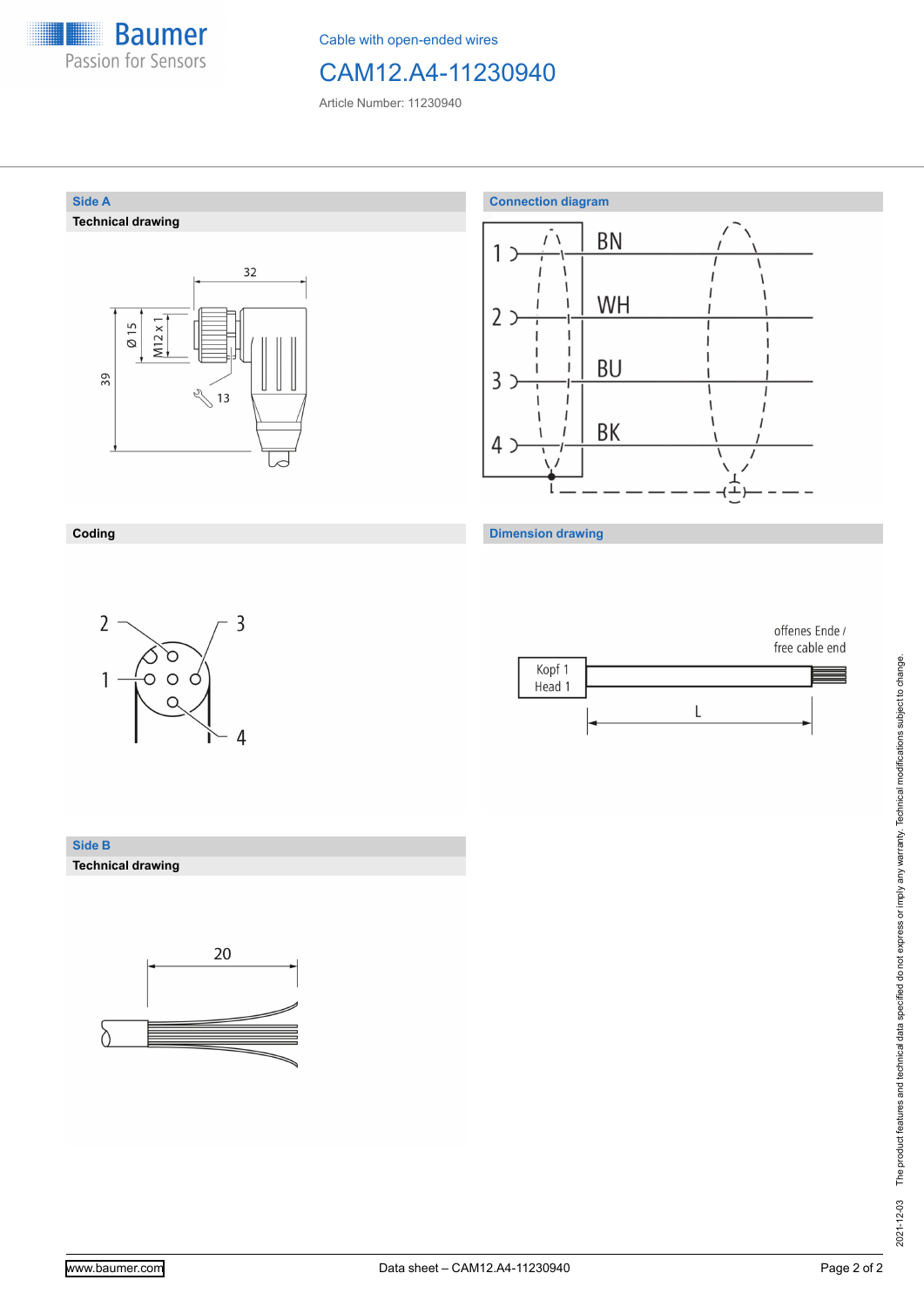Cable with open-ended wires

# CAM12.A4-11230940

Article Number: 11230940

## Side A

### Technical drawing

32

Ø 15

M12 x 1

39

13

## Connection diagram

1 BN

2 WH

3 BU

4 BK

### Coding

2 3

1

4

## Dimension drawing

Kopf 1
Head 1

offenes Ende /
free cable end

L

## Side B

### Technical drawing

20

The product features and technical data specified do not express or imply any warranty. Technical modifications subject to change.

2021-12-03

www.baumer.com

Data sheet – CAM12.A4-11230940